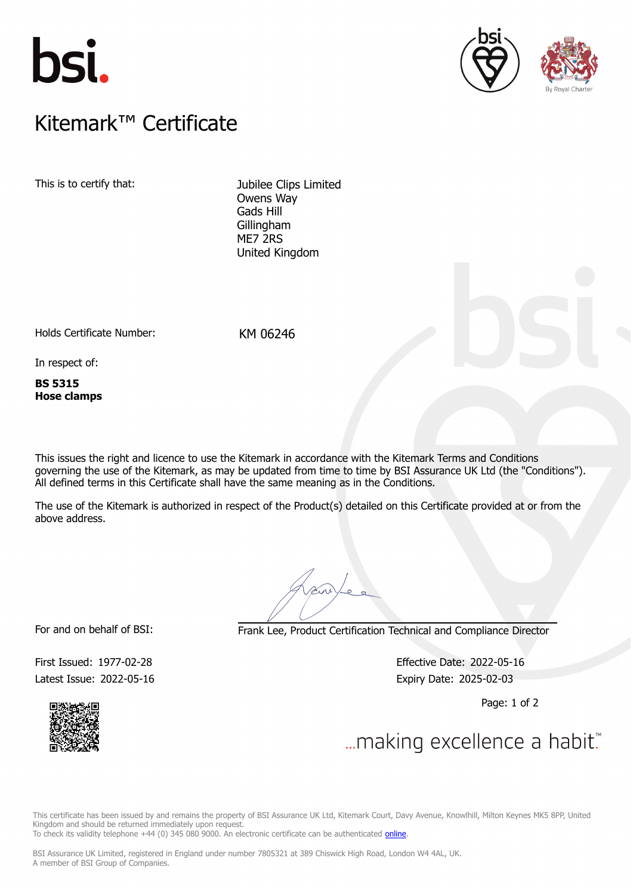# Kitemark™ Certificate

This is to certify that:

Jubilee Clips Limited
Owens Way
Gads Hill
Gillingham
ME7 2RS
United Kingdom

Holds Certificate Number: KM 06246

In respect of:

**BS 5315**
**Hose clamps**

This issues the right and licence to use the Kitemark in accordance with the Kitemark Terms and Conditions governing the use of the Kitemark, as may be updated from time to time by BSI Assurance UK Ltd (the "Conditions"). All defined terms in this Certificate shall have the same meaning as in the Conditions.

The use of the Kitemark is authorized in respect of the Product(s) detailed on this Certificate provided at or from the above address.

For and on behalf of BSI: Frank Lee, Product Certification Technical and Compliance Director

First Issued: 1977-02-28
Latest Issue: 2022-05-16

Effective Date: 2022-05-16
Expiry Date: 2025-02-03

...making excellence a habit.™

This certificate has been issued by and remains the property of BSI Assurance UK Ltd, Kitemark Court, Davy Avenue, Knowlhill, Milton Keynes MK5 8PP, United Kingdom and should be returned immediately upon request.
To check its validity telephone +44 (0) 345 080 9000. An electronic certificate can be authenticated online.

BSI Assurance UK Limited, registered in England under number 7805321 at 389 Chiswick High Road, London W4 4AL, UK.
A member of BSI Group of Companies.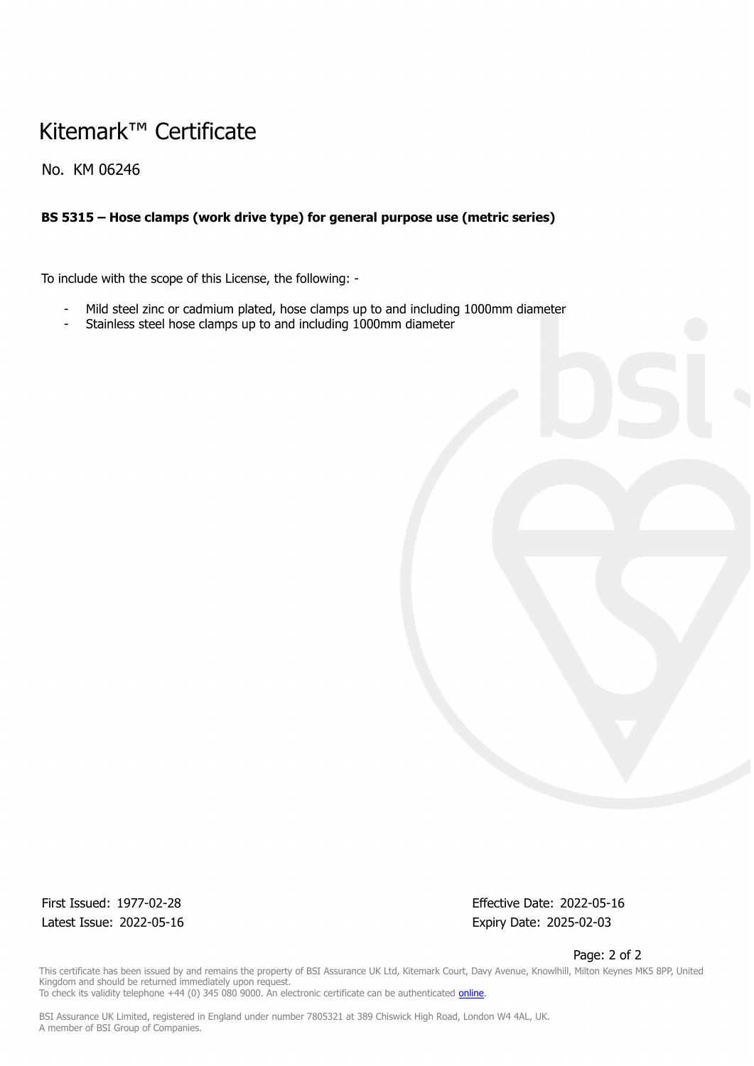# Kitemark™ Certificate

No. KM 06246

**BS 5315 – Hose clamps (work drive type) for general purpose use (metric series)**

To include with the scope of this License, the following: -

- Mild steel zinc or cadmium plated, hose clamps up to and including 1000mm diameter
- Stainless steel hose clamps up to and including 1000mm diameter

First Issued: 1977-02-28

Latest Issue: 2022-05-16

Effective Date: 2022-05-16

Expiry Date: 2025-02-03

This certificate has been issued by and remains the property of BSI Assurance UK Ltd, Kitemark Court, Davy Avenue, Knowlhill, Milton Keynes MK5 8PP, United Kingdom and should be returned immediately upon request.
To check its validity telephone +44 (0) 345 080 9000. An electronic certificate can be authenticated online.

BSI Assurance UK Limited, registered in England under number 7805321 at 389 Chiswick High Road, London W4 4AL, UK.
A member of BSI Group of Companies.